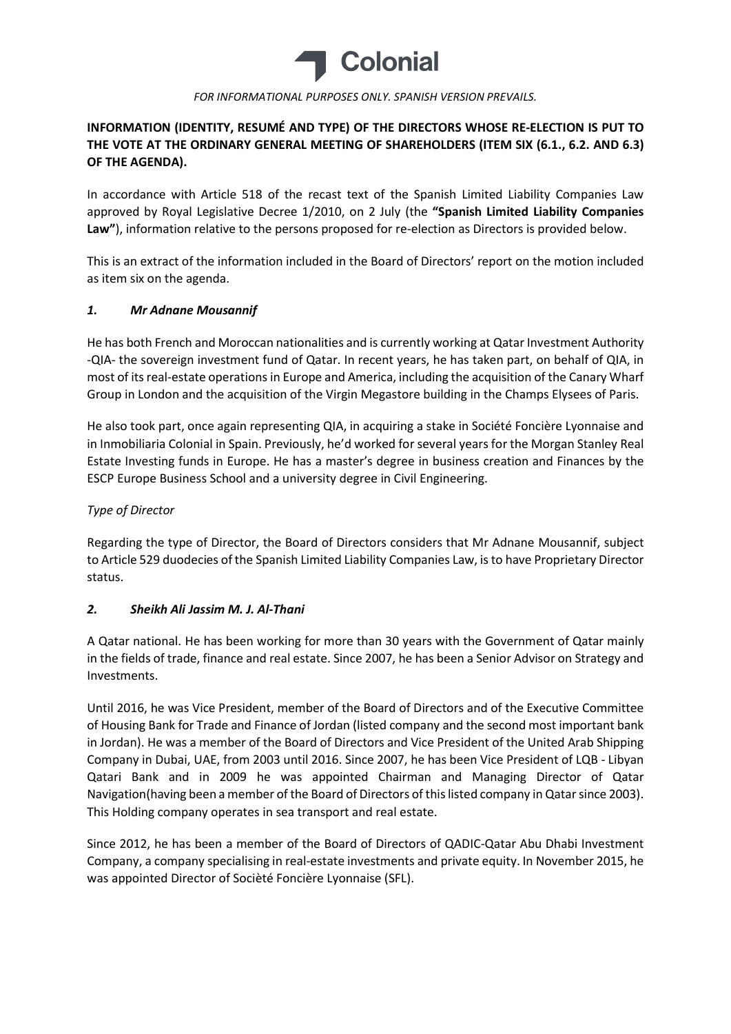*FOR INFORMATIONAL PURPOSES ONLY. SPANISH VERSION PREVAILS.*

**INFORMATION (IDENTITY, RESUMÉ AND TYPE) OF THE DIRECTORS WHOSE RE-ELECTION IS PUT TO THE VOTE AT THE ORDINARY GENERAL MEETING OF SHAREHOLDERS (ITEM SIX (6.1., 6.2. AND 6.3) OF THE AGENDA).**

In accordance with Article 518 of the recast text of the Spanish Limited Liability Companies Law approved by Royal Legislative Decree 1/2010, on 2 July (the **"Spanish Limited Liability Companies Law"**), information relative to the persons proposed for re-election as Directors is provided below.

This is an extract of the information included in the Board of Directors' report on the motion included as item six on the agenda.

### *1. Mr Adnane Mousannif*

He has both French and Moroccan nationalities and is currently working at Qatar Investment Authority -QIA- the sovereign investment fund of Qatar. In recent years, he has taken part, on behalf of QIA, in most of its real-estate operations in Europe and America, including the acquisition of the Canary Wharf Group in London and the acquisition of the Virgin Megastore building in the Champs Elysees of Paris.

He also took part, once again representing QIA, in acquiring a stake in Société Foncière Lyonnaise and in Inmobiliaria Colonial in Spain. Previously, he'd worked for several years for the Morgan Stanley Real Estate Investing funds in Europe. He has a master's degree in business creation and Finances by the ESCP Europe Business School and a university degree in Civil Engineering.

*Type of Director*

Regarding the type of Director, the Board of Directors considers that Mr Adnane Mousannif, subject to Article 529 duodecies of the Spanish Limited Liability Companies Law, is to have Proprietary Director status.

### *2. Sheikh Ali Jassim M. J. Al-Thani*

A Qatar national. He has been working for more than 30 years with the Government of Qatar mainly in the fields of trade, finance and real estate. Since 2007, he has been a Senior Advisor on Strategy and Investments.

Until 2016, he was Vice President, member of the Board of Directors and of the Executive Committee of Housing Bank for Trade and Finance of Jordan (listed company and the second most important bank in Jordan). He was a member of the Board of Directors and Vice President of the United Arab Shipping Company in Dubai, UAE, from 2003 until 2016. Since 2007, he has been Vice President of LQB - Libyan Qatari Bank and in 2009 he was appointed Chairman and Managing Director of Qatar Navigation(having been a member of the Board of Directors of this listed company in Qatar since 2003). This Holding company operates in sea transport and real estate.

Since 2012, he has been a member of the Board of Directors of QADIC-Qatar Abu Dhabi Investment Company, a company specialising in real-estate investments and private equity. In November 2015, he was appointed Director of Socièté Foncière Lyonnaise (SFL).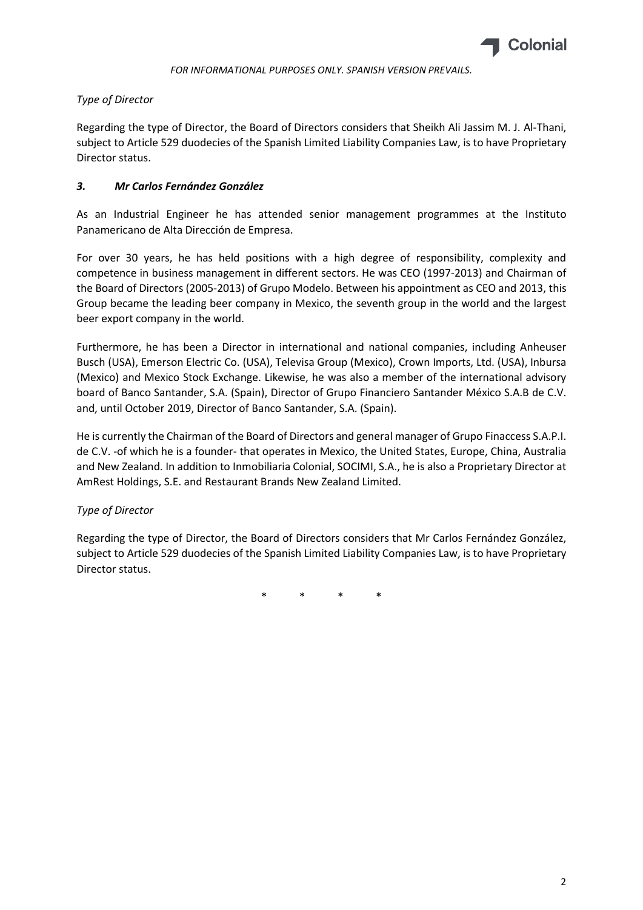*FOR INFORMATIONAL PURPOSES ONLY. SPANISH VERSION PREVAILS.*

*Type of Director*

Regarding the type of Director, the Board of Directors considers that Sheikh Ali Jassim M. J. Al-Thani, subject to Article 529 duodecies of the Spanish Limited Liability Companies Law, is to have Proprietary Director status.

### *3. Mr Carlos Fernández González*

As an Industrial Engineer he has attended senior management programmes at the Instituto Panamericano de Alta Dirección de Empresa.

For over 30 years, he has held positions with a high degree of responsibility, complexity and competence in business management in different sectors. He was CEO (1997-2013) and Chairman of the Board of Directors (2005-2013) of Grupo Modelo. Between his appointment as CEO and 2013, this Group became the leading beer company in Mexico, the seventh group in the world and the largest beer export company in the world.

Furthermore, he has been a Director in international and national companies, including Anheuser Busch (USA), Emerson Electric Co. (USA), Televisa Group (Mexico), Crown Imports, Ltd. (USA), Inbursa (Mexico) and Mexico Stock Exchange. Likewise, he was also a member of the international advisory board of Banco Santander, S.A. (Spain), Director of Grupo Financiero Santander México S.A.B de C.V. and, until October 2019, Director of Banco Santander, S.A. (Spain).

He is currently the Chairman of the Board of Directors and general manager of Grupo Finaccess S.A.P.I. de C.V. -of which he is a founder- that operates in Mexico, the United States, Europe, China, Australia and New Zealand. In addition to Inmobiliaria Colonial, SOCIMI, S.A., he is also a Proprietary Director at AmRest Holdings, S.E. and Restaurant Brands New Zealand Limited.

*Type of Director*

Regarding the type of Director, the Board of Directors considers that Mr Carlos Fernández González, subject to Article 529 duodecies of the Spanish Limited Liability Companies Law, is to have Proprietary Director status.

\*     \*     \*     \*